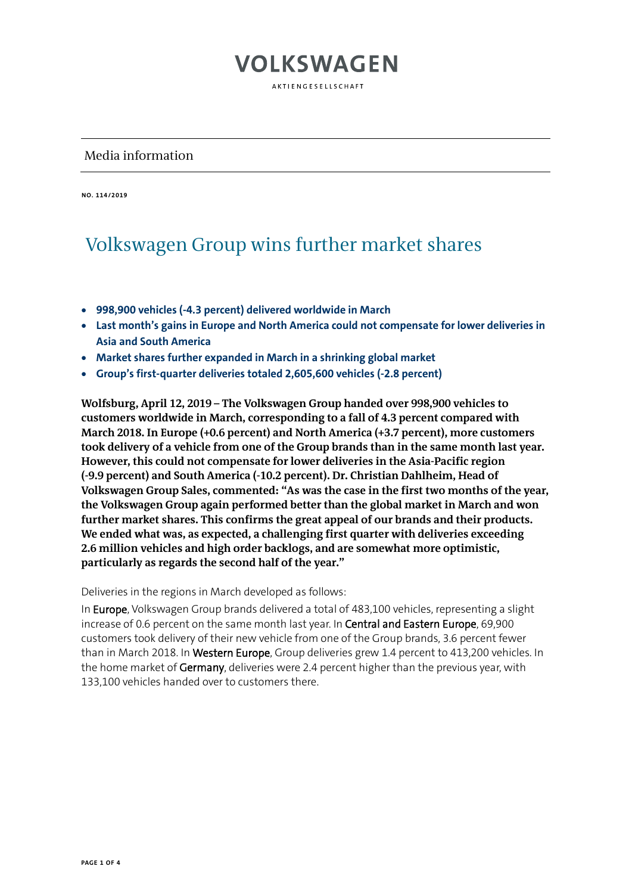VOLKSWAGEN

AKTIENGESELLSCHAFT

Media information

NO. 114/2019

# Volkswagen Group wins further market shares

- **998,900 vehicles (-4.3 percent) delivered worldwide in March**
- **Last month's gains in Europe and North America could not compensate for lower deliveries in Asia and South America**
- **Market shares further expanded in March in a shrinking global market**
- **Group's first-quarter deliveries totaled 2,605,600 vehicles (-2.8 percent)**

**Wolfsburg, April 12, 2019 – The Volkswagen Group handed over 998,900 vehicles to customers worldwide in March, corresponding to a fall of 4.3 percent compared with March 2018. In Europe (+0.6 percent) and North America (+3.7 percent), more customers took delivery of a vehicle from one of the Group brands than in the same month last year. However, this could not compensate for lower deliveries in the Asia-Pacific region (-9.9 percent) and South America (-10.2 percent). Dr. Christian Dahlheim, Head of Volkswagen Group Sales, commented: "As was the case in the first two months of the year, the Volkswagen Group again performed better than the global market in March and won further market shares. This confirms the great appeal of our brands and their products. We ended what was, as expected, a challenging first quarter with deliveries exceeding 2.6 million vehicles and high order backlogs, and are somewhat more optimistic, particularly as regards the second half of the year."**

Deliveries in the regions in March developed as follows:

In Europe, Volkswagen Group brands delivered a total of 483,100 vehicles, representing a slight increase of 0.6 percent on the same month last year. In Central and Eastern Europe, 69,900 customers took delivery of their new vehicle from one of the Group brands, 3.6 percent fewer than in March 2018. In Western Europe, Group deliveries grew 1.4 percent to 413,200 vehicles. In the home market of Germany, deliveries were 2.4 percent higher than the previous year, with 133,100 vehicles handed over to customers there.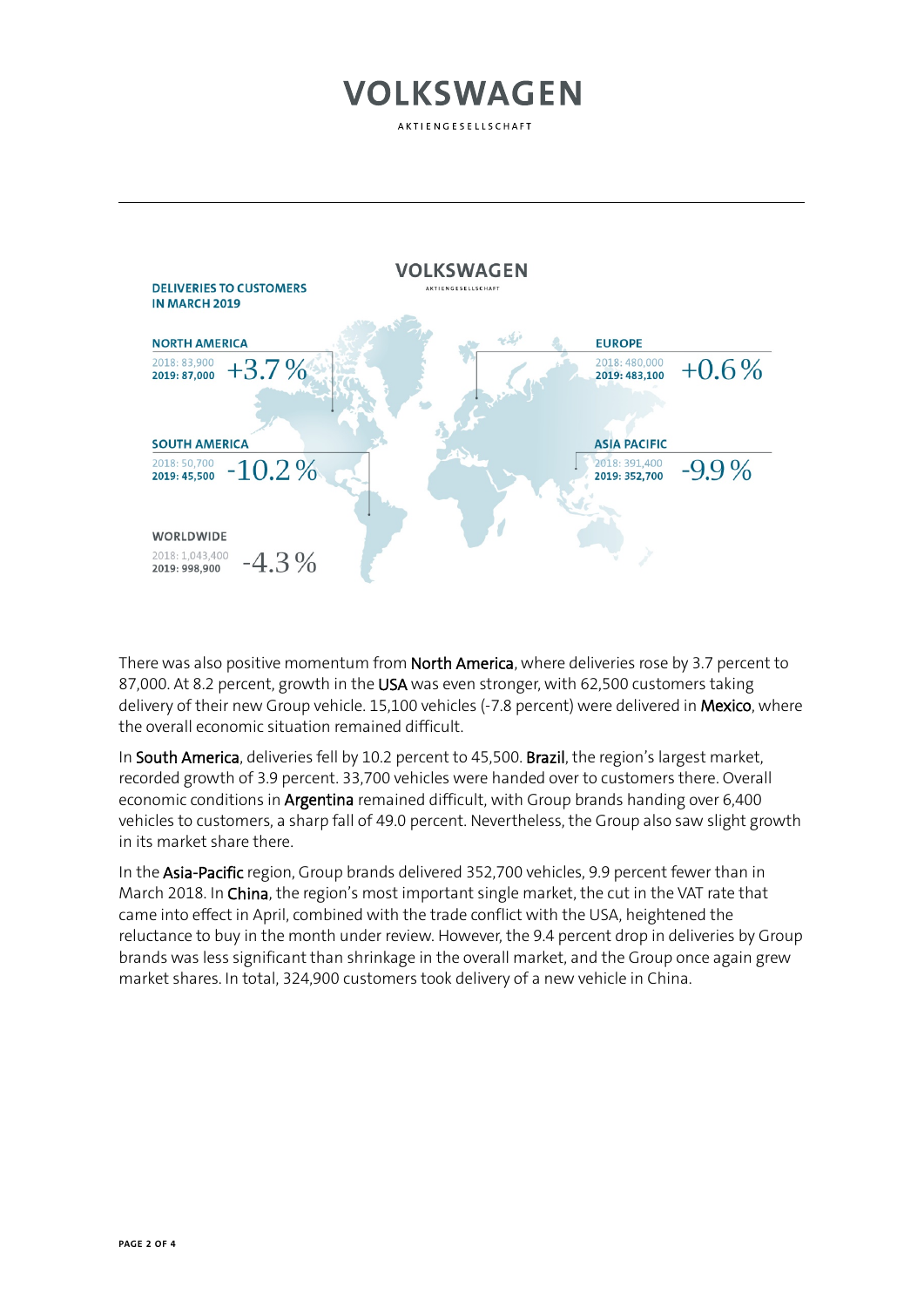**DELIVERIES TO CUSTOMERS IN MARCH 2019**

| Region | 2018 | 2019 | Change |
| --- | --- | --- | --- |
| NORTH AMERICA | 83,900 | 87,000 | +3.7 % |
| SOUTH AMERICA | 50,700 | 45,500 | -10.2 % |
| EUROPE | 480,000 | 483,100 | +0.6 % |
| ASIA PACIFIC | 391,400 | 352,700 | -9.9 % |
| WORLDWIDE | 1,043,400 | 998,900 | -4.3 % |

There was also positive momentum from **North America**, where deliveries rose by 3.7 percent to 87,000. At 8.2 percent, growth in the **USA** was even stronger, with 62,500 customers taking delivery of their new Group vehicle. 15,100 vehicles (-7.8 percent) were delivered in **Mexico**, where the overall economic situation remained difficult.

In **South America**, deliveries fell by 10.2 percent to 45,500. **Brazil**, the region's largest market, recorded growth of 3.9 percent. 33,700 vehicles were handed over to customers there. Overall economic conditions in **Argentina** remained difficult, with Group brands handing over 6,400 vehicles to customers, a sharp fall of 49.0 percent. Nevertheless, the Group also saw slight growth in its market share there.

In the **Asia-Pacific** region, Group brands delivered 352,700 vehicles, 9.9 percent fewer than in March 2018. In **China**, the region's most important single market, the cut in the VAT rate that came into effect in April, combined with the trade conflict with the USA, heightened the reluctance to buy in the month under review. However, the 9.4 percent drop in deliveries by Group brands was less significant than shrinkage in the overall market, and the Group once again grew market shares. In total, 324,900 customers took delivery of a new vehicle in China.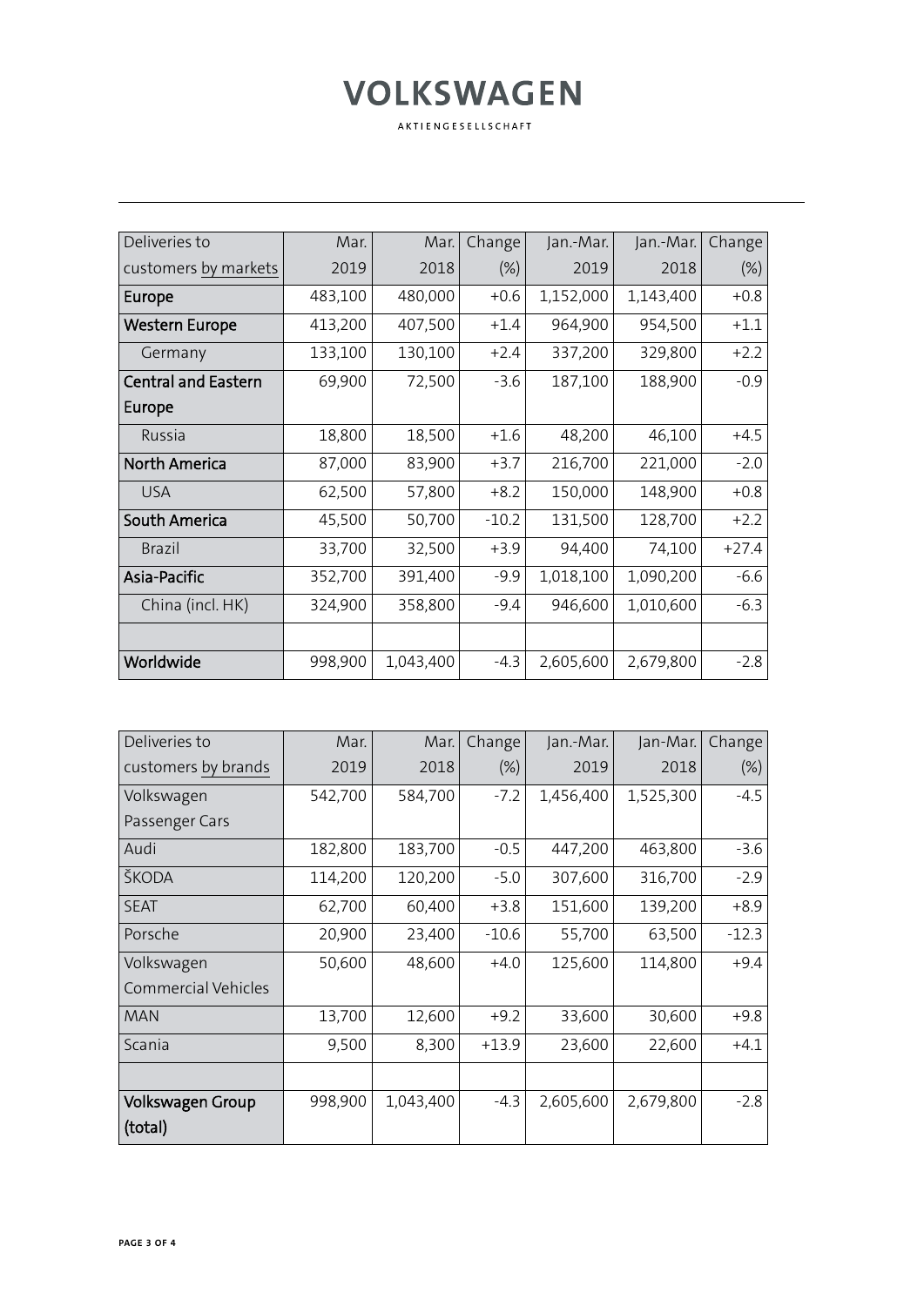| Deliveries to customers by markets | Mar. 2019 | Mar. 2018 | Change (%) | Jan.-Mar. 2019 | Jan.-Mar. 2018 | Change (%) |
|---|---|---|---|---|---|---|
| **Europe** | 483,100 | 480,000 | +0.6 | 1,152,000 | 1,143,400 | +0.8 |
| **Western Europe** | 413,200 | 407,500 | +1.4 | 964,900 | 954,500 | +1.1 |
| Germany | 133,100 | 130,100 | +2.4 | 337,200 | 329,800 | +2.2 |
| **Central and Eastern Europe** | 69,900 | 72,500 | -3.6 | 187,100 | 188,900 | -0.9 |
| Russia | 18,800 | 18,500 | +1.6 | 48,200 | 46,100 | +4.5 |
| **North America** | 87,000 | 83,900 | +3.7 | 216,700 | 221,000 | -2.0 |
| USA | 62,500 | 57,800 | +8.2 | 150,000 | 148,900 | +0.8 |
| **South America** | 45,500 | 50,700 | -10.2 | 131,500 | 128,700 | +2.2 |
| Brazil | 33,700 | 32,500 | +3.9 | 94,400 | 74,100 | +27.4 |
| **Asia-Pacific** | 352,700 | 391,400 | -9.9 | 1,018,100 | 1,090,200 | -6.6 |
| China (incl. HK) | 324,900 | 358,800 | -9.4 | 946,600 | 1,010,600 | -6.3 |
| | | | | | | |
| **Worldwide** | 998,900 | 1,043,400 | -4.3 | 2,605,600 | 2,679,800 | -2.8 |

| Deliveries to customers by brands | Mar. 2019 | Mar. 2018 | Change (%) | Jan.-Mar. 2019 | Jan-Mar. 2018 | Change (%) |
|---|---|---|---|---|---|---|
| Volkswagen Passenger Cars | 542,700 | 584,700 | -7.2 | 1,456,400 | 1,525,300 | -4.5 |
| Audi | 182,800 | 183,700 | -0.5 | 447,200 | 463,800 | -3.6 |
| ŠKODA | 114,200 | 120,200 | -5.0 | 307,600 | 316,700 | -2.9 |
| SEAT | 62,700 | 60,400 | +3.8 | 151,600 | 139,200 | +8.9 |
| Porsche | 20,900 | 23,400 | -10.6 | 55,700 | 63,500 | -12.3 |
| Volkswagen Commercial Vehicles | 50,600 | 48,600 | +4.0 | 125,600 | 114,800 | +9.4 |
| MAN | 13,700 | 12,600 | +9.2 | 33,600 | 30,600 | +9.8 |
| Scania | 9,500 | 8,300 | +13.9 | 23,600 | 22,600 | +4.1 |
| | | | | | | |
| **Volkswagen Group (total)** | 998,900 | 1,043,400 | -4.3 | 2,605,600 | 2,679,800 | -2.8 |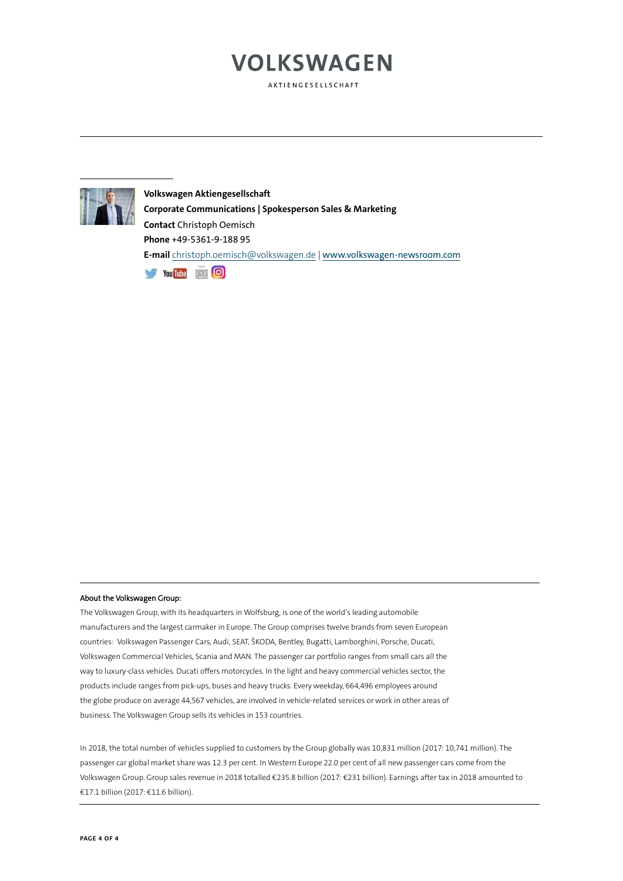**Volkswagen Aktiengesellschaft**
**Corporate Communications | Spokesperson Sales & Marketing**
**Contact** Christoph Oemisch
**Phone** +49-5361-9-188 95
**E-mail** christoph.oemisch@volkswagen.de | www.volkswagen-newsroom.com

**About the Volkswagen Group:**

The Volkswagen Group, with its headquarters in Wolfsburg, is one of the world's leading automobile manufacturers and the largest carmaker in Europe. The Group comprises twelve brands from seven European countries: Volkswagen Passenger Cars, Audi, SEAT, ŠKODA, Bentley, Bugatti, Lamborghini, Porsche, Ducati, Volkswagen Commercial Vehicles, Scania and MAN. The passenger car portfolio ranges from small cars all the way to luxury-class vehicles. Ducati offers motorcycles. In the light and heavy commercial vehicles sector, the products include ranges from pick-ups, buses and heavy trucks. Every weekday, 664,496 employees around the globe produce on average 44,567 vehicles, are involved in vehicle-related services or work in other areas of business. The Volkswagen Group sells its vehicles in 153 countries.

In 2018, the total number of vehicles supplied to customers by the Group globally was 10,831 million (2017: 10,741 million). The passenger car global market share was 12.3 per cent. In Western Europe 22.0 per cent of all new passenger cars come from the Volkswagen Group. Group sales revenue in 2018 totalled €235.8 billion (2017: €231 billion). Earnings after tax in 2018 amounted to €17.1 billion (2017: €11.6 billion).